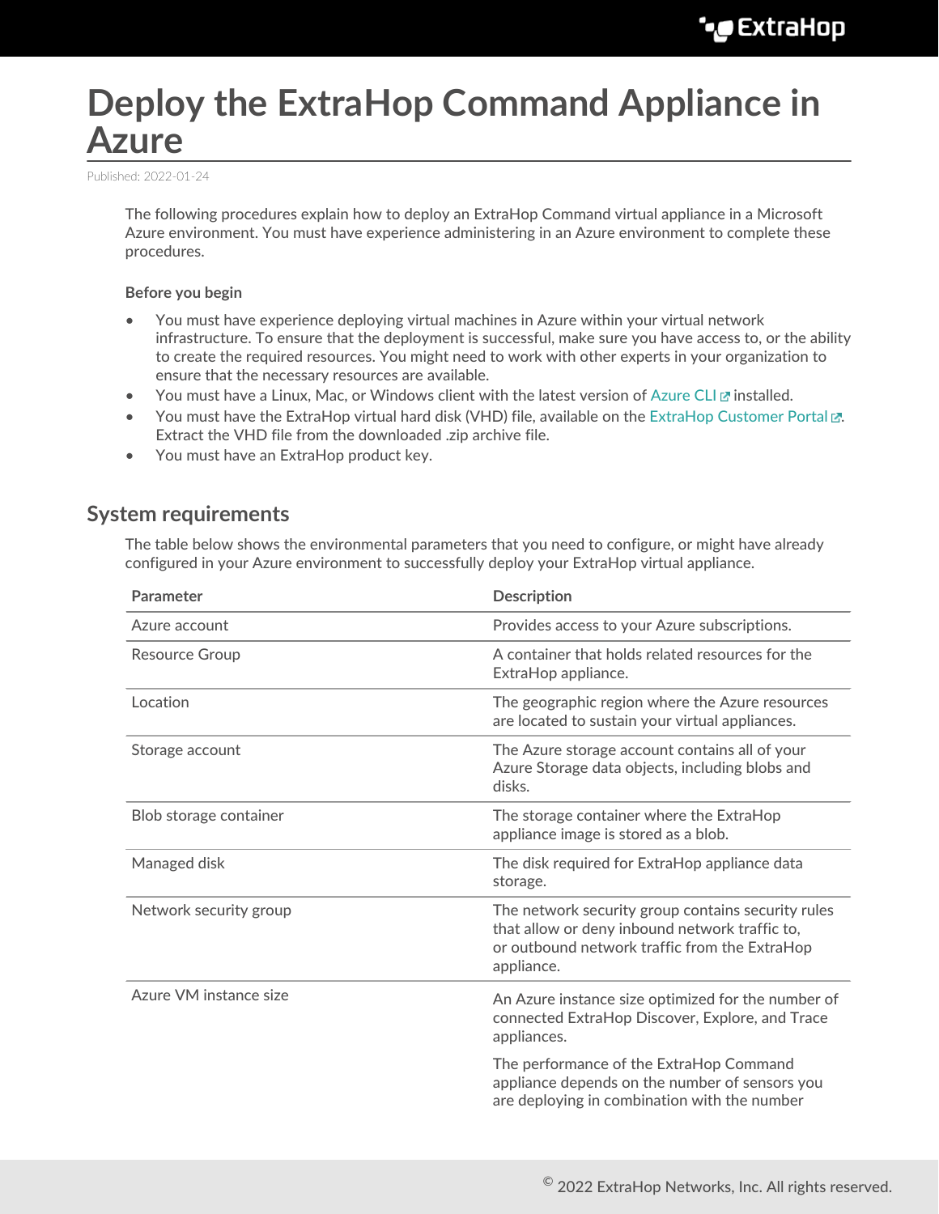# Deploy the ExtraHop Command Appliance in Azure

Published: 2022-01-24

The following procedures explain how to deploy an ExtraHop Command virtual appliance in a Microsoft Azure environment. You must have experience administering in an Azure environment to complete these procedures.

**Before you begin**

- You must have experience deploying virtual machines in Azure within your virtual network infrastructure. To ensure that the deployment is successful, make sure you have access to, or the ability to create the required resources. You might need to work with other experts in your organization to ensure that the necessary resources are available.
- You must have a Linux, Mac, or Windows client with the latest version of Azure CLI installed.
- You must have the ExtraHop virtual hard disk (VHD) file, available on the ExtraHop Customer Portal. Extract the VHD file from the downloaded .zip archive file.
- You must have an ExtraHop product key.

## System requirements

The table below shows the environmental parameters that you need to configure, or might have already configured in your Azure environment to successfully deploy your ExtraHop virtual appliance.

| Parameter | Description |
| --- | --- |
| Azure account | Provides access to your Azure subscriptions. |
| Resource Group | A container that holds related resources for the ExtraHop appliance. |
| Location | The geographic region where the Azure resources are located to sustain your virtual appliances. |
| Storage account | The Azure storage account contains all of your Azure Storage data objects, including blobs and disks. |
| Blob storage container | The storage container where the ExtraHop appliance image is stored as a blob. |
| Managed disk | The disk required for ExtraHop appliance data storage. |
| Network security group | The network security group contains security rules that allow or deny inbound network traffic to, or outbound network traffic from the ExtraHop appliance. |
| Azure VM instance size | An Azure instance size optimized for the number of connected ExtraHop Discover, Explore, and Trace appliances.<br><br>The performance of the ExtraHop Command appliance depends on the number of sensors you are deploying in combination with the number |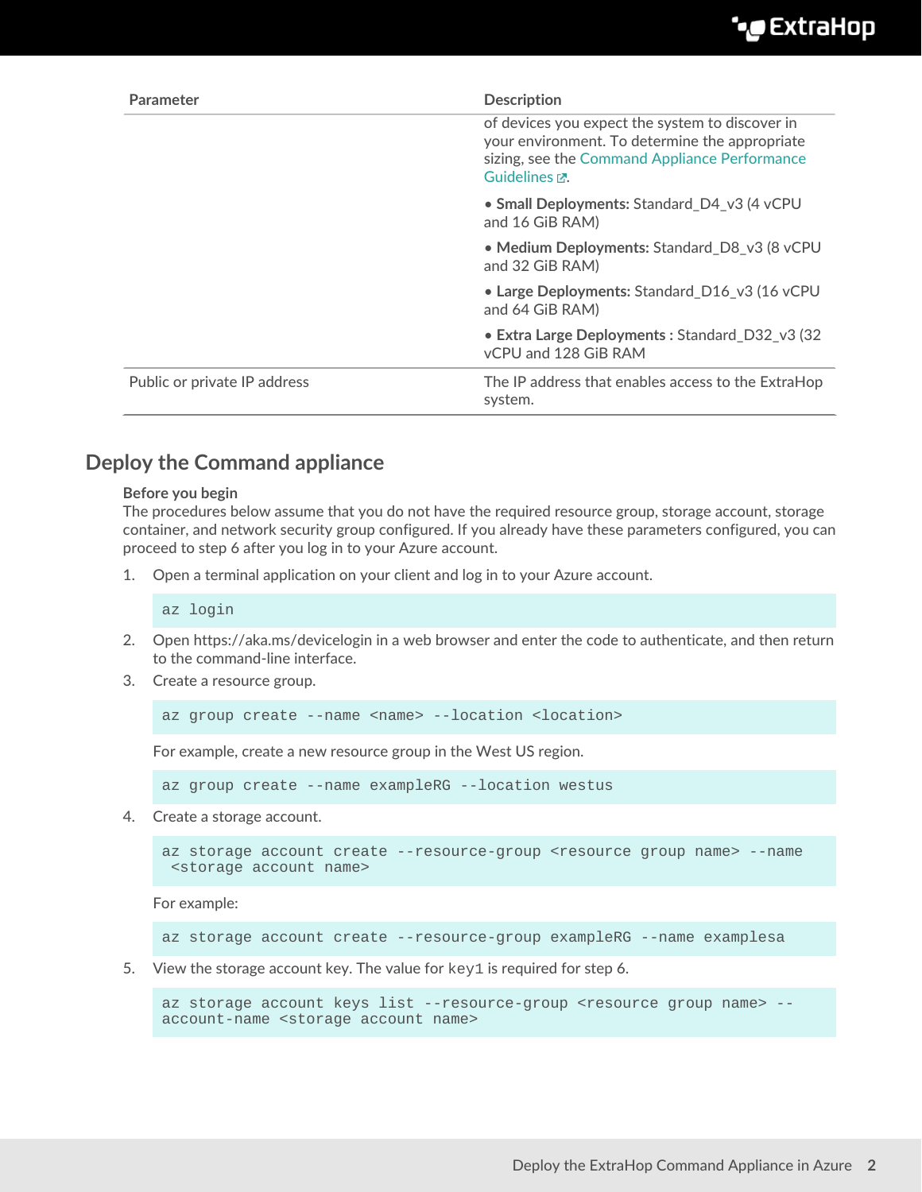| Parameter | Description |
| --- | --- |
| | of devices you expect the system to discover in your environment. To determine the appropriate sizing, see the Command Appliance Performance Guidelines.<br><br>• **Small Deployments:** Standard_D4_v3 (4 vCPU and 16 GiB RAM)<br><br>• **Medium Deployments:** Standard_D8_v3 (8 vCPU and 32 GiB RAM)<br><br>• **Large Deployments:** Standard_D16_v3 (16 vCPU and 64 GiB RAM)<br><br>• **Extra Large Deployments :** Standard_D32_v3 (32 vCPU and 128 GiB RAM |
| Public or private IP address | The IP address that enables access to the ExtraHop system. |

## Deploy the Command appliance

**Before you begin**

The procedures below assume that you do not have the required resource group, storage account, storage container, and network security group configured. If you already have these parameters configured, you can proceed to step 6 after you log in to your Azure account.

1. Open a terminal application on your client and log in to your Azure account.

   ```
   az login
   ```

2. Open https://aka.ms/devicelogin in a web browser and enter the code to authenticate, and then return to the command-line interface.
3. Create a resource group.

   ```
   az group create --name <name> --location <location>
   ```

   For example, create a new resource group in the West US region.

   ```
   az group create --name exampleRG --location westus
   ```

4. Create a storage account.

   ```
   az storage account create --resource-group <resource group name> --name
    <storage account name>
   ```

   For example:

   ```
   az storage account create --resource-group exampleRG --name examplesa
   ```

5. View the storage account key. The value for `key1` is required for step 6.

   ```
   az storage account keys list --resource-group <resource group name> --
   account-name <storage account name>
   ```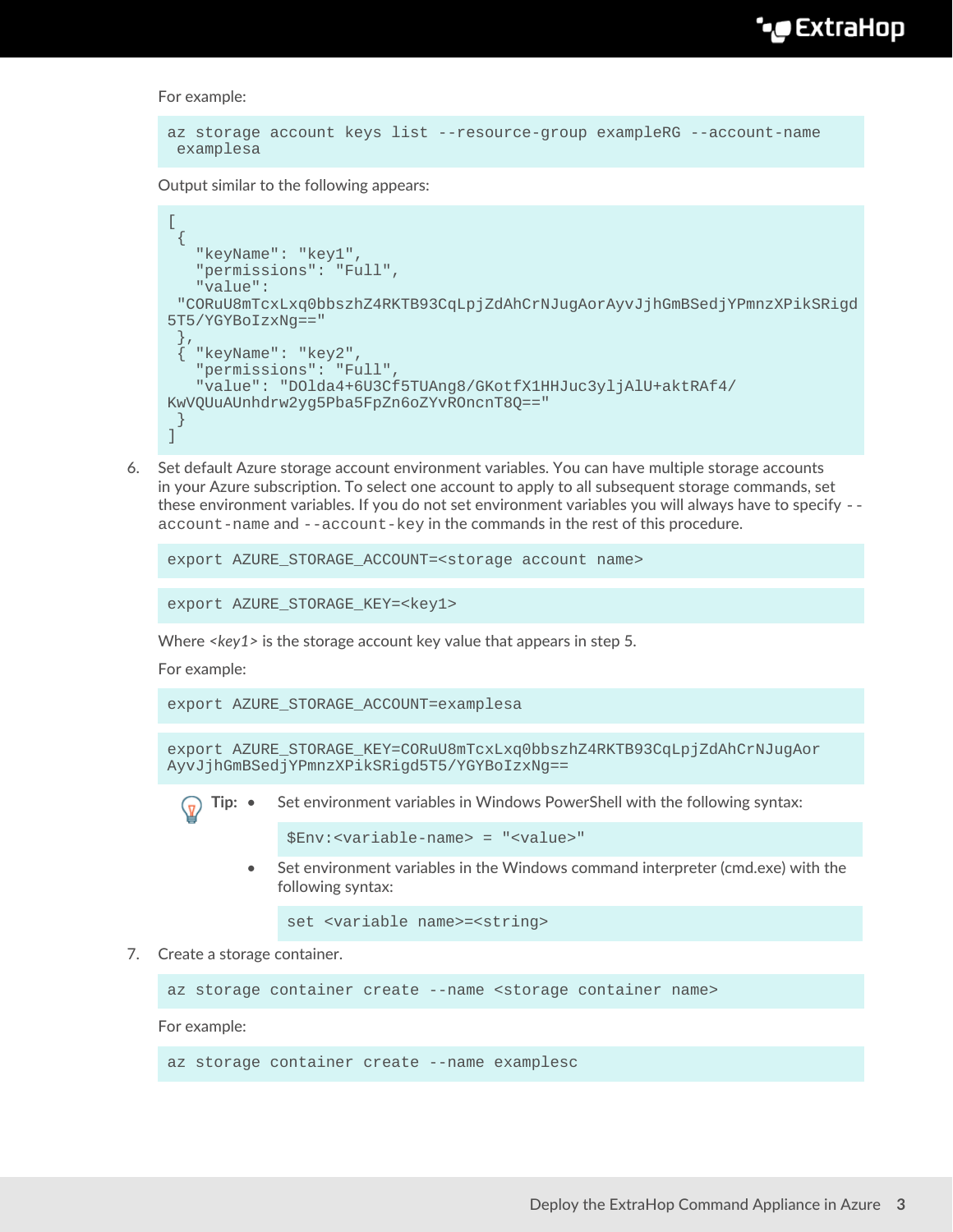For example:

```
az storage account keys list --resource-group exampleRG --account-name
 examplesa
```

Output similar to the following appears:

```
[
 {
   "keyName": "key1",
   "permissions": "Full",
   "value":
 "CORuU8mTcxLxq0bbszhZ4RKTB93CqLpjZdAhCrNJugAorAyvJjhGmBSedjYPmnzXPikSRigd
5T5/YGYBoIzxNg=="
 },
 { "keyName": "key2",
   "permissions": "Full",
   "value": "DOlda4+6U3Cf5TUAng8/GKotfX1HHJuc3yljAlU+aktRAf4/
KwVQUuAUnhdrw2yg5Pba5FpZn6oZYvROncnT8Q=="
 }
]
```

6. Set default Azure storage account environment variables. You can have multiple storage accounts in your Azure subscription. To select one account to apply to all subsequent storage commands, set these environment variables. If you do not set environment variables you will always have to specify `--account-name` and `--account-key` in the commands in the rest of this procedure.

```
export AZURE_STORAGE_ACCOUNT=<storage account name>
```

```
export AZURE_STORAGE_KEY=<key1>
```

Where *<key1>* is the storage account key value that appears in step 5.

For example:

```
export AZURE_STORAGE_ACCOUNT=examplesa
```

```
export AZURE_STORAGE_KEY=CORuU8mTcxLxq0bbszhZ4RKTB93CqLpjZdAhCrNJugAor
AyvJjhGmBSedjYPmnzXPikSRigd5T5/YGYBoIzxNg==
```

**Tip:**

- Set environment variables in Windows PowerShell with the following syntax:

```
$Env:<variable-name> = "<value>"
```

- Set environment variables in the Windows command interpreter (cmd.exe) with the following syntax:

```
set <variable name>=<string>
```

7. Create a storage container.

```
az storage container create --name <storage container name>
```

For example:

```
az storage container create --name examplesc
```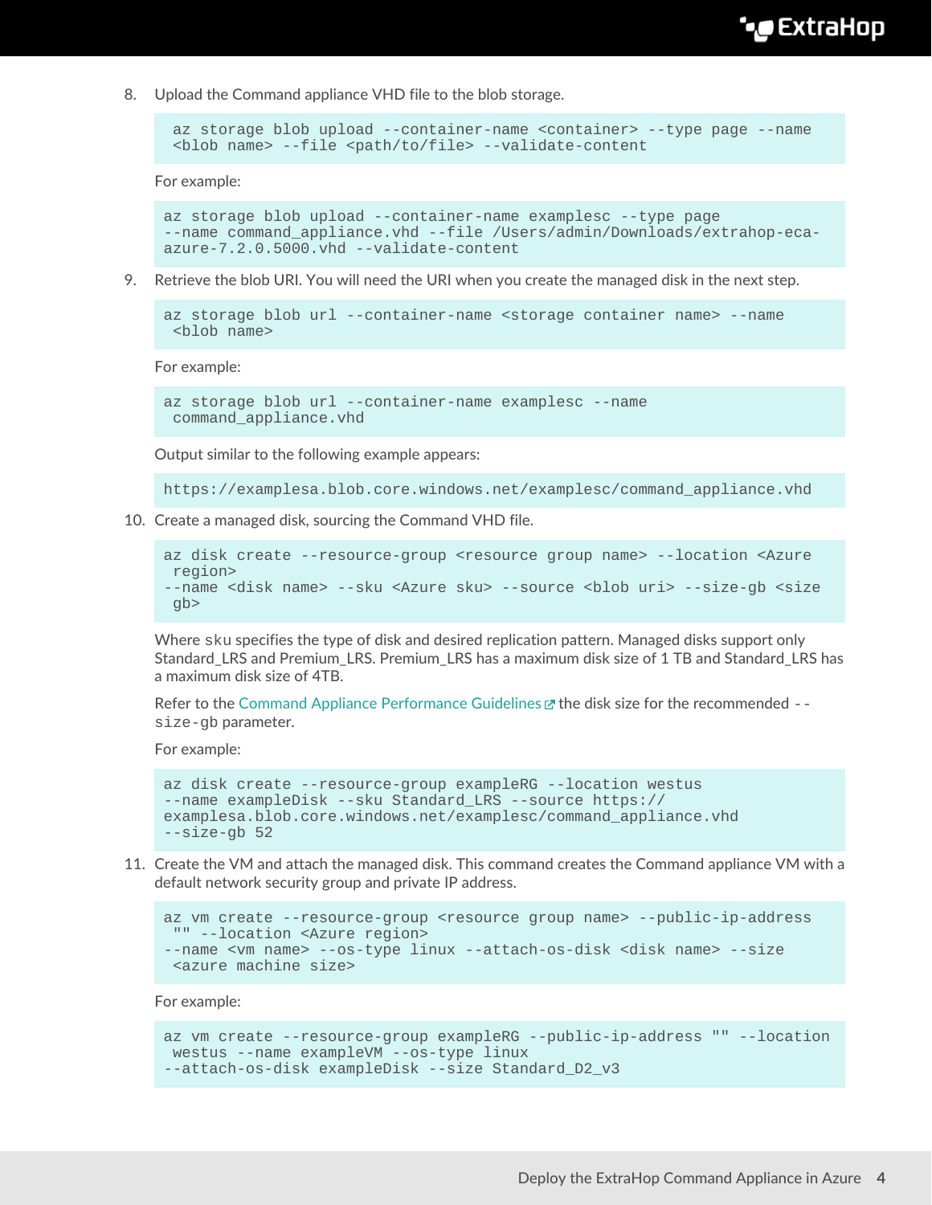8. Upload the Command appliance VHD file to the blob storage.

   ```
   az storage blob upload --container-name <container> --type page --name
    <blob name> --file <path/to/file> --validate-content
   ```

   For example:

   ```
   az storage blob upload --container-name examplesc --type page
   --name command_appliance.vhd --file /Users/admin/Downloads/extrahop-eca-
   azure-7.2.0.5000.vhd --validate-content
   ```

9. Retrieve the blob URI. You will need the URI when you create the managed disk in the next step.

   ```
   az storage blob url --container-name <storage container name> --name
    <blob name>
   ```

   For example:

   ```
   az storage blob url --container-name examplesc --name
    command_appliance.vhd
   ```

   Output similar to the following example appears:

   ```
   https://examplesa.blob.core.windows.net/examplesc/command_appliance.vhd
   ```

10. Create a managed disk, sourcing the Command VHD file.

    ```
    az disk create --resource-group <resource group name> --location <Azure
     region>
    --name <disk name> --sku <Azure sku> --source <blob uri> --size-gb <size
     gb>
    ```

    Where `sku` specifies the type of disk and desired replication pattern. Managed disks support only Standard_LRS and Premium_LRS. Premium_LRS has a maximum disk size of 1 TB and Standard_LRS has a maximum disk size of 4TB.

    Refer to the Command Appliance Performance Guidelines the disk size for the recommended `--size-gb` parameter.

    For example:

    ```
    az disk create --resource-group exampleRG --location westus
    --name exampleDisk --sku Standard_LRS --source https://
    examplesa.blob.core.windows.net/examplesc/command_appliance.vhd
    --size-gb 52
    ```

11. Create the VM and attach the managed disk. This command creates the Command appliance VM with a default network security group and private IP address.

    ```
    az vm create --resource-group <resource group name> --public-ip-address
     "" --location <Azure region>
    --name <vm name> --os-type linux --attach-os-disk <disk name> --size
     <azure machine size>
    ```

    For example:

    ```
    az vm create --resource-group exampleRG --public-ip-address "" --location
     westus --name exampleVM --os-type linux
    --attach-os-disk exampleDisk --size Standard_D2_v3
    ```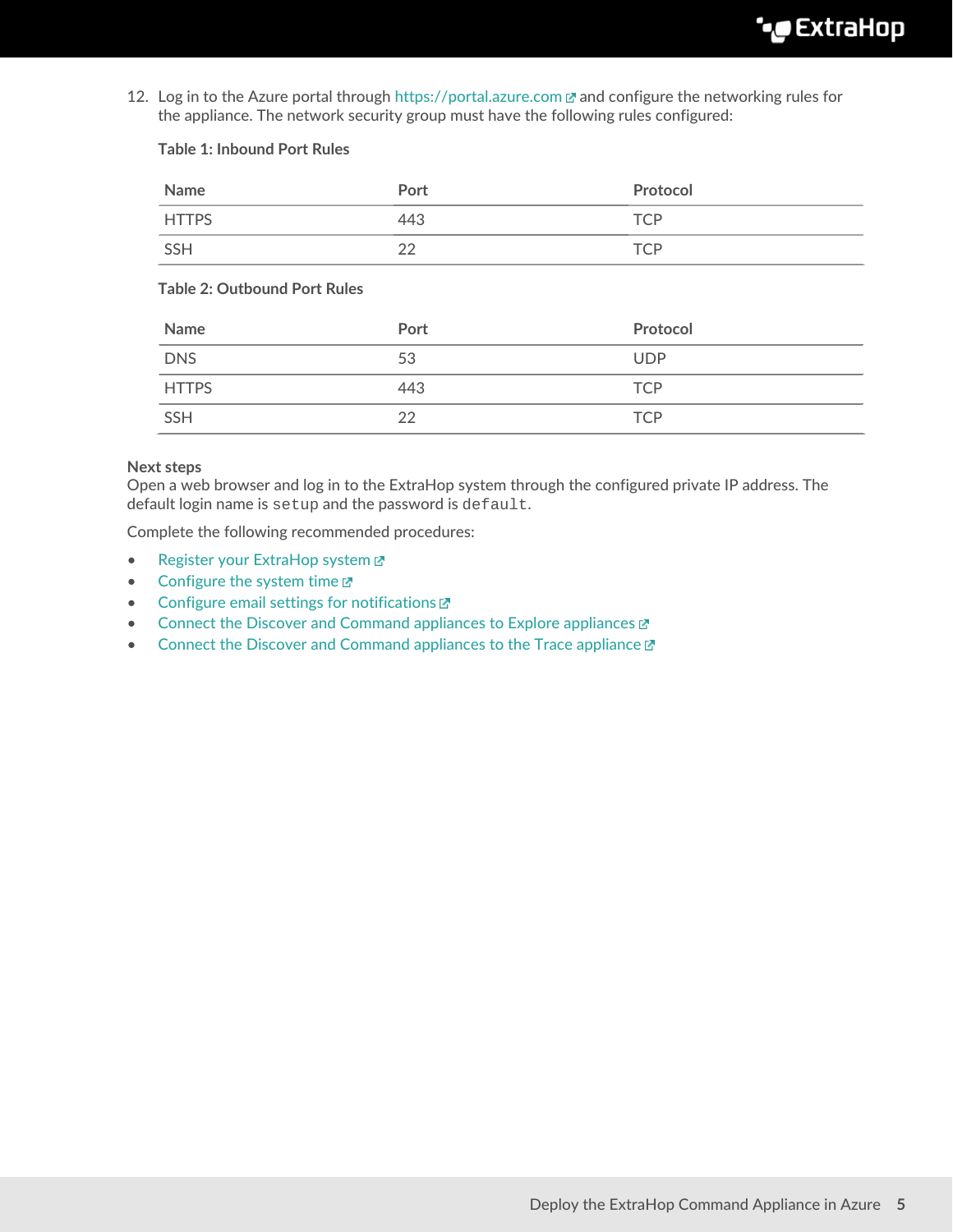12. Log in to the Azure portal through https://portal.azure.com and configure the networking rules for the appliance. The network security group must have the following rules configured:

**Table 1: Inbound Port Rules**

| Name | Port | Protocol |
| --- | --- | --- |
| HTTPS | 443 | TCP |
| SSH | 22 | TCP |

**Table 2: Outbound Port Rules**

| Name | Port | Protocol |
| --- | --- | --- |
| DNS | 53 | UDP |
| HTTPS | 443 | TCP |
| SSH | 22 | TCP |

**Next steps**

Open a web browser and log in to the ExtraHop system through the configured private IP address. The default login name is `setup` and the password is `default`.

Complete the following recommended procedures:

- Register your ExtraHop system
- Configure the system time
- Configure email settings for notifications
- Connect the Discover and Command appliances to Explore appliances
- Connect the Discover and Command appliances to the Trace appliance